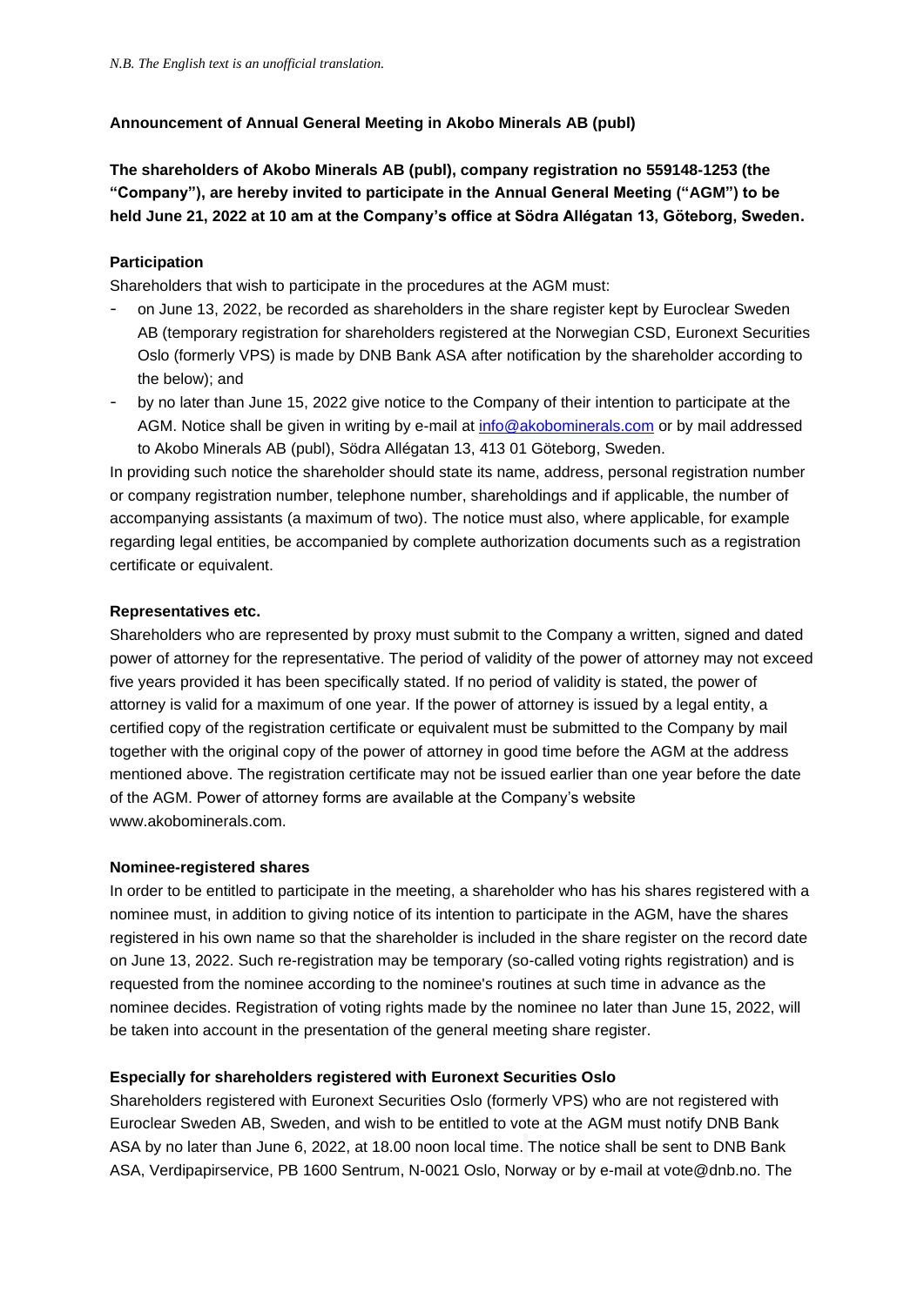*N.B. The English text is an unofficial translation.*

**Announcement of Annual General Meeting in Akobo Minerals AB (publ)**

**The shareholders of Akobo Minerals AB (publ), company registration no 559148-1253 (the "Company"), are hereby invited to participate in the Annual General Meeting ("AGM") to be held June 21, 2022 at 10 am at the Company's office at Södra Allégatan 13, Göteborg, Sweden.**

**Participation**

Shareholders that wish to participate in the procedures at the AGM must:

- on June 13, 2022, be recorded as shareholders in the share register kept by Euroclear Sweden AB (temporary registration for shareholders registered at the Norwegian CSD, Euronext Securities Oslo (formerly VPS) is made by DNB Bank ASA after notification by the shareholder according to the below); and
- by no later than June 15, 2022 give notice to the Company of their intention to participate at the AGM. Notice shall be given in writing by e-mail at info@akobominerals.com or by mail addressed to Akobo Minerals AB (publ), Södra Allégatan 13, 413 01 Göteborg, Sweden.

In providing such notice the shareholder should state its name, address, personal registration number or company registration number, telephone number, shareholdings and if applicable, the number of accompanying assistants (a maximum of two). The notice must also, where applicable, for example regarding legal entities, be accompanied by complete authorization documents such as a registration certificate or equivalent.

**Representatives etc.**

Shareholders who are represented by proxy must submit to the Company a written, signed and dated power of attorney for the representative. The period of validity of the power of attorney may not exceed five years provided it has been specifically stated. If no period of validity is stated, the power of attorney is valid for a maximum of one year. If the power of attorney is issued by a legal entity, a certified copy of the registration certificate or equivalent must be submitted to the Company by mail together with the original copy of the power of attorney in good time before the AGM at the address mentioned above. The registration certificate may not be issued earlier than one year before the date of the AGM. Power of attorney forms are available at the Company's website www.akobominerals.com.

**Nominee-registered shares**

In order to be entitled to participate in the meeting, a shareholder who has his shares registered with a nominee must, in addition to giving notice of its intention to participate in the AGM, have the shares registered in his own name so that the shareholder is included in the share register on the record date on June 13, 2022. Such re-registration may be temporary (so-called voting rights registration) and is requested from the nominee according to the nominee's routines at such time in advance as the nominee decides. Registration of voting rights made by the nominee no later than June 15, 2022, will be taken into account in the presentation of the general meeting share register.

**Especially for shareholders registered with Euronext Securities Oslo**

Shareholders registered with Euronext Securities Oslo (formerly VPS) who are not registered with Euroclear Sweden AB, Sweden, and wish to be entitled to vote at the AGM must notify DNB Bank ASA by no later than June 6, 2022, at 18.00 noon local time. The notice shall be sent to DNB Bank ASA, Verdipapirservice, PB 1600 Sentrum, N-0021 Oslo, Norway or by e-mail at vote@dnb.no. The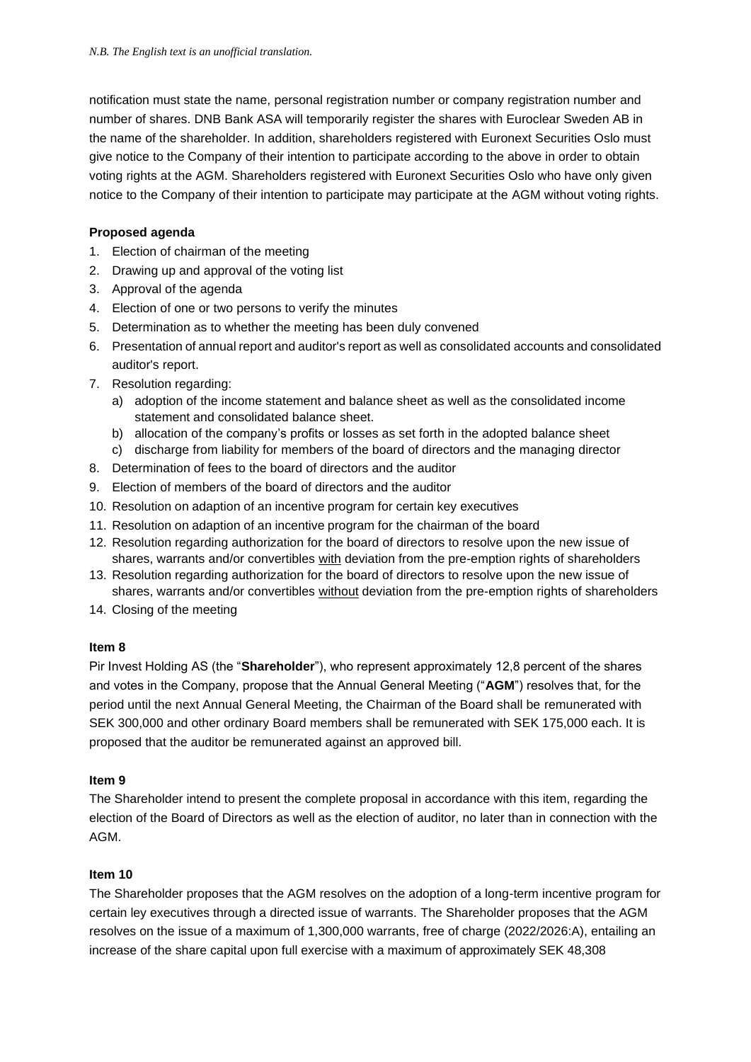notification must state the name, personal registration number or company registration number and number of shares. DNB Bank ASA will temporarily register the shares with Euroclear Sweden AB in the name of the shareholder. In addition, shareholders registered with Euronext Securities Oslo must give notice to the Company of their intention to participate according to the above in order to obtain voting rights at the AGM. Shareholders registered with Euronext Securities Oslo who have only given notice to the Company of their intention to participate may participate at the AGM without voting rights.

**Proposed agenda**

1. Election of chairman of the meeting
2. Drawing up and approval of the voting list
3. Approval of the agenda
4. Election of one or two persons to verify the minutes
5. Determination as to whether the meeting has been duly convened
6. Presentation of annual report and auditor's report as well as consolidated accounts and consolidated auditor's report.
7. Resolution regarding:
   a) adoption of the income statement and balance sheet as well as the consolidated income statement and consolidated balance sheet.
   b) allocation of the company's profits or losses as set forth in the adopted balance sheet
   c) discharge from liability for members of the board of directors and the managing director
8. Determination of fees to the board of directors and the auditor
9. Election of members of the board of directors and the auditor
10. Resolution on adaption of an incentive program for certain key executives
11. Resolution on adaption of an incentive program for the chairman of the board
12. Resolution regarding authorization for the board of directors to resolve upon the new issue of shares, warrants and/or convertibles <u>with</u> deviation from the pre-emption rights of shareholders
13. Resolution regarding authorization for the board of directors to resolve upon the new issue of shares, warrants and/or convertibles <u>without</u> deviation from the pre-emption rights of shareholders
14. Closing of the meeting

**Item 8**

Pir Invest Holding AS (the "**Shareholder**"), who represent approximately 12,8 percent of the shares and votes in the Company, propose that the Annual General Meeting ("**AGM**") resolves that, for the period until the next Annual General Meeting, the Chairman of the Board shall be remunerated with SEK 300,000 and other ordinary Board members shall be remunerated with SEK 175,000 each. It is proposed that the auditor be remunerated against an approved bill.

**Item 9**

The Shareholder intend to present the complete proposal in accordance with this item, regarding the election of the Board of Directors as well as the election of auditor, no later than in connection with the AGM.

**Item 10**

The Shareholder proposes that the AGM resolves on the adoption of a long-term incentive program for certain ley executives through a directed issue of warrants. The Shareholder proposes that the AGM resolves on the issue of a maximum of 1,300,000 warrants, free of charge (2022/2026:A), entailing an increase of the share capital upon full exercise with a maximum of approximately SEK 48,308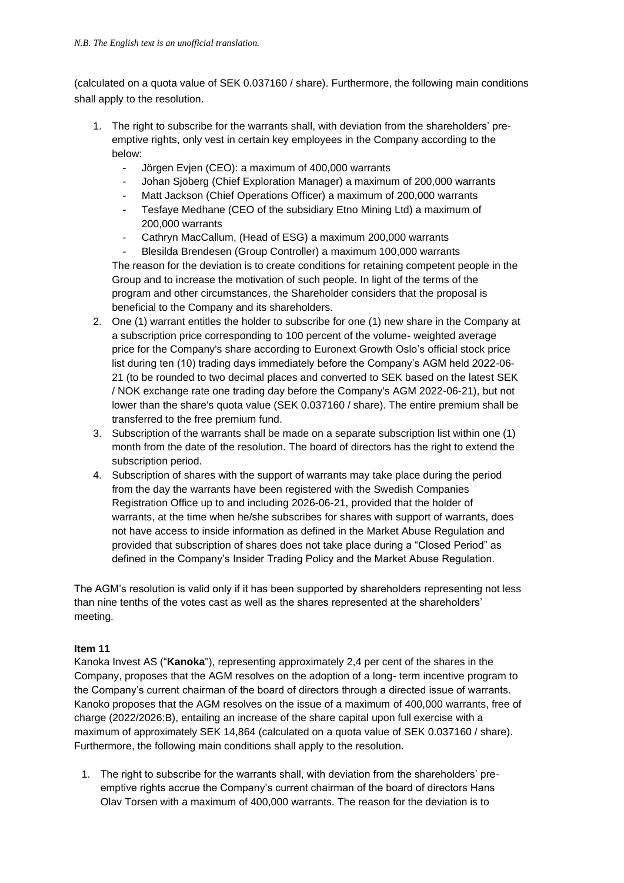*N.B. The English text is an unofficial translation.*

(calculated on a quota value of SEK 0.037160 / share). Furthermore, the following main conditions shall apply to the resolution.

1. The right to subscribe for the warrants shall, with deviation from the shareholders' pre-emptive rights, only vest in certain key employees in the Company according to the below:
   - Jörgen Evjen (CEO): a maximum of 400,000 warrants
   - Johan Sjöberg (Chief Exploration Manager) a maximum of 200,000 warrants
   - Matt Jackson (Chief Operations Officer) a maximum of 200,000 warrants
   - Tesfaye Medhane (CEO of the subsidiary Etno Mining Ltd) a maximum of 200,000 warrants
   - Cathryn MacCallum, (Head of ESG) a maximum 200,000 warrants
   - Blesilda Brendesen (Group Controller) a maximum 100,000 warrants

   The reason for the deviation is to create conditions for retaining competent people in the Group and to increase the motivation of such people. In light of the terms of the program and other circumstances, the Shareholder considers that the proposal is beneficial to the Company and its shareholders.
2. One (1) warrant entitles the holder to subscribe for one (1) new share in the Company at a subscription price corresponding to 100 percent of the volume- weighted average price for the Company's share according to Euronext Growth Oslo's official stock price list during ten (10) trading days immediately before the Company's AGM held 2022-06-21 (to be rounded to two decimal places and converted to SEK based on the latest SEK / NOK exchange rate one trading day before the Company's AGM 2022-06-21), but not lower than the share's quota value (SEK 0.037160 / share). The entire premium shall be transferred to the free premium fund.
3. Subscription of the warrants shall be made on a separate subscription list within one (1) month from the date of the resolution. The board of directors has the right to extend the subscription period.
4. Subscription of shares with the support of warrants may take place during the period from the day the warrants have been registered with the Swedish Companies Registration Office up to and including 2026-06-21, provided that the holder of warrants, at the time when he/she subscribes for shares with support of warrants, does not have access to inside information as defined in the Market Abuse Regulation and provided that subscription of shares does not take place during a "Closed Period" as defined in the Company's Insider Trading Policy and the Market Abuse Regulation.

The AGM's resolution is valid only if it has been supported by shareholders representing not less than nine tenths of the votes cast as well as the shares represented at the shareholders' meeting.

**Item 11**

Kanoka Invest AS ("**Kanoka**"), representing approximately 2,4 per cent of the shares in the Company, proposes that the AGM resolves on the adoption of a long- term incentive program to the Company's current chairman of the board of directors through a directed issue of warrants. Kanoko proposes that the AGM resolves on the issue of a maximum of 400,000 warrants, free of charge (2022/2026:B), entailing an increase of the share capital upon full exercise with a maximum of approximately SEK 14,864 (calculated on a quota value of SEK 0.037160 / share). Furthermore, the following main conditions shall apply to the resolution.

1. The right to subscribe for the warrants shall, with deviation from the shareholders' pre-emptive rights accrue the Company's current chairman of the board of directors Hans Olav Torsen with a maximum of 400,000 warrants. The reason for the deviation is to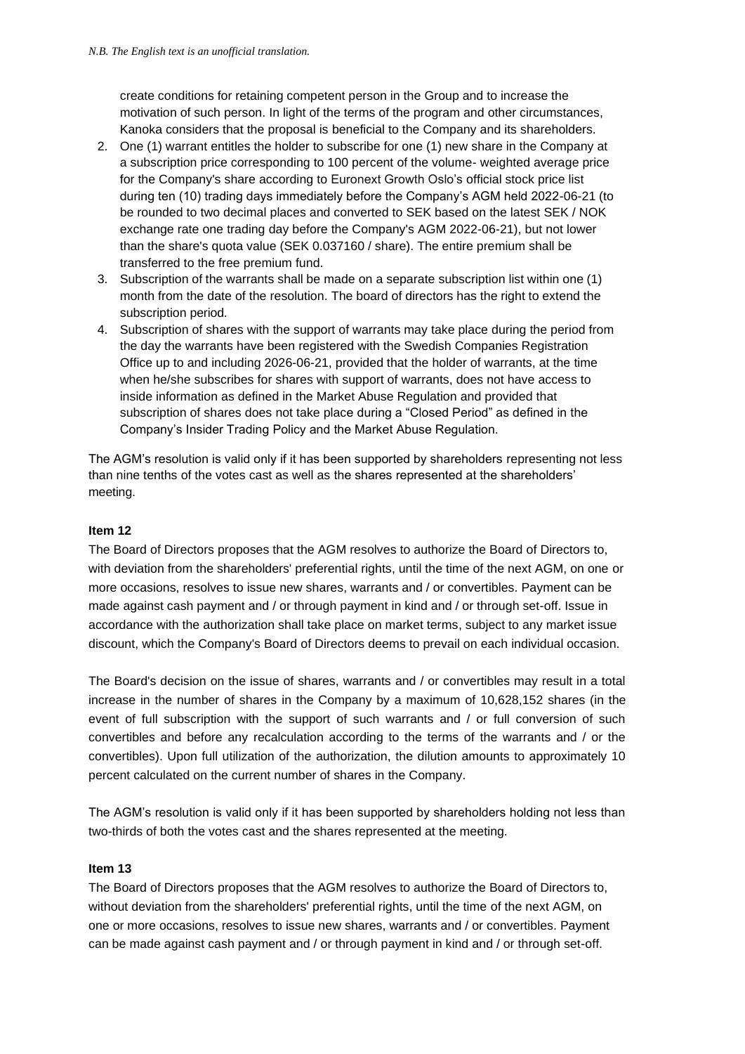*N.B. The English text is an unofficial translation.*

create conditions for retaining competent person in the Group and to increase the motivation of such person. In light of the terms of the program and other circumstances, Kanoka considers that the proposal is beneficial to the Company and its shareholders.

2. One (1) warrant entitles the holder to subscribe for one (1) new share in the Company at a subscription price corresponding to 100 percent of the volume- weighted average price for the Company's share according to Euronext Growth Oslo's official stock price list during ten (10) trading days immediately before the Company's AGM held 2022-06-21 (to be rounded to two decimal places and converted to SEK based on the latest SEK / NOK exchange rate one trading day before the Company's AGM 2022-06-21), but not lower than the share's quota value (SEK 0.037160 / share). The entire premium shall be transferred to the free premium fund.
3. Subscription of the warrants shall be made on a separate subscription list within one (1) month from the date of the resolution. The board of directors has the right to extend the subscription period.
4. Subscription of shares with the support of warrants may take place during the period from the day the warrants have been registered with the Swedish Companies Registration Office up to and including 2026-06-21, provided that the holder of warrants, at the time when he/she subscribes for shares with support of warrants, does not have access to inside information as defined in the Market Abuse Regulation and provided that subscription of shares does not take place during a "Closed Period" as defined in the Company's Insider Trading Policy and the Market Abuse Regulation.

The AGM's resolution is valid only if it has been supported by shareholders representing not less than nine tenths of the votes cast as well as the shares represented at the shareholders' meeting.

**Item 12**

The Board of Directors proposes that the AGM resolves to authorize the Board of Directors to, with deviation from the shareholders' preferential rights, until the time of the next AGM, on one or more occasions, resolves to issue new shares, warrants and / or convertibles. Payment can be made against cash payment and / or through payment in kind and / or through set-off. Issue in accordance with the authorization shall take place on market terms, subject to any market issue discount, which the Company's Board of Directors deems to prevail on each individual occasion.

The Board's decision on the issue of shares, warrants and / or convertibles may result in a total increase in the number of shares in the Company by a maximum of 10,628,152 shares (in the event of full subscription with the support of such warrants and / or full conversion of such convertibles and before any recalculation according to the terms of the warrants and / or the convertibles). Upon full utilization of the authorization, the dilution amounts to approximately 10 percent calculated on the current number of shares in the Company.

The AGM's resolution is valid only if it has been supported by shareholders holding not less than two-thirds of both the votes cast and the shares represented at the meeting.

**Item 13**

The Board of Directors proposes that the AGM resolves to authorize the Board of Directors to, without deviation from the shareholders' preferential rights, until the time of the next AGM, on one or more occasions, resolves to issue new shares, warrants and / or convertibles. Payment can be made against cash payment and / or through payment in kind and / or through set-off.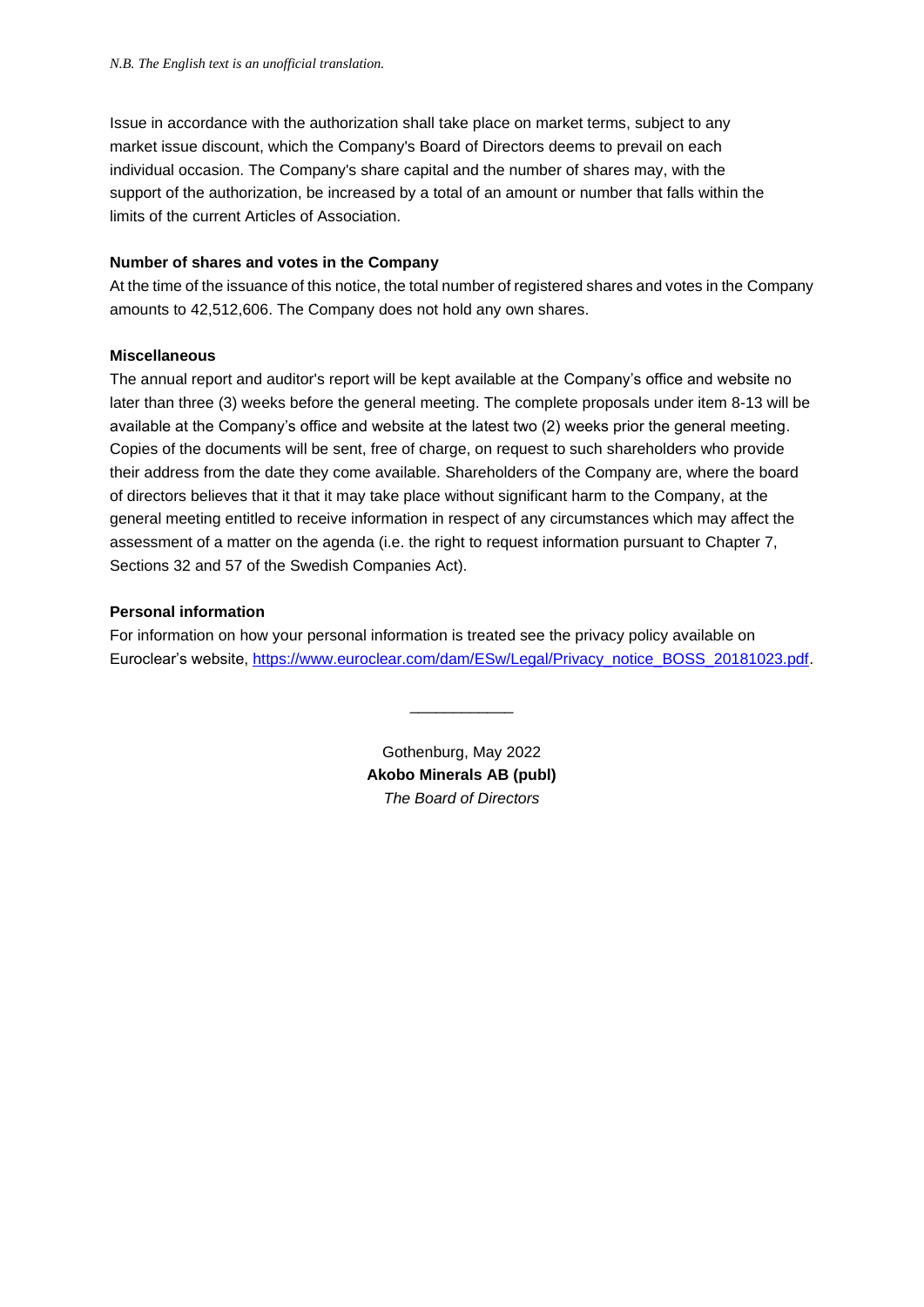*N.B. The English text is an unofficial translation.*

Issue in accordance with the authorization shall take place on market terms, subject to any market issue discount, which the Company's Board of Directors deems to prevail on each individual occasion. The Company's share capital and the number of shares may, with the support of the authorization, be increased by a total of an amount or number that falls within the limits of the current Articles of Association.

**Number of shares and votes in the Company**

At the time of the issuance of this notice, the total number of registered shares and votes in the Company amounts to 42,512,606. The Company does not hold any own shares.

**Miscellaneous**

The annual report and auditor's report will be kept available at the Company's office and website no later than three (3) weeks before the general meeting. The complete proposals under item 8-13 will be available at the Company's office and website at the latest two (2) weeks prior the general meeting. Copies of the documents will be sent, free of charge, on request to such shareholders who provide their address from the date they come available. Shareholders of the Company are, where the board of directors believes that it that it may take place without significant harm to the Company, at the general meeting entitled to receive information in respect of any circumstances which may affect the assessment of a matter on the agenda (i.e. the right to request information pursuant to Chapter 7, Sections 32 and 57 of the Swedish Companies Act).

**Personal information**

For information on how your personal information is treated see the privacy policy available on Euroclear's website, https://www.euroclear.com/dam/ESw/Legal/Privacy_notice_BOSS_20181023.pdf.

\_\_\_\_\_\_\_\_\_\_\_\_

Gothenburg, May 2022

**Akobo Minerals AB (publ)**

*The Board of Directors*